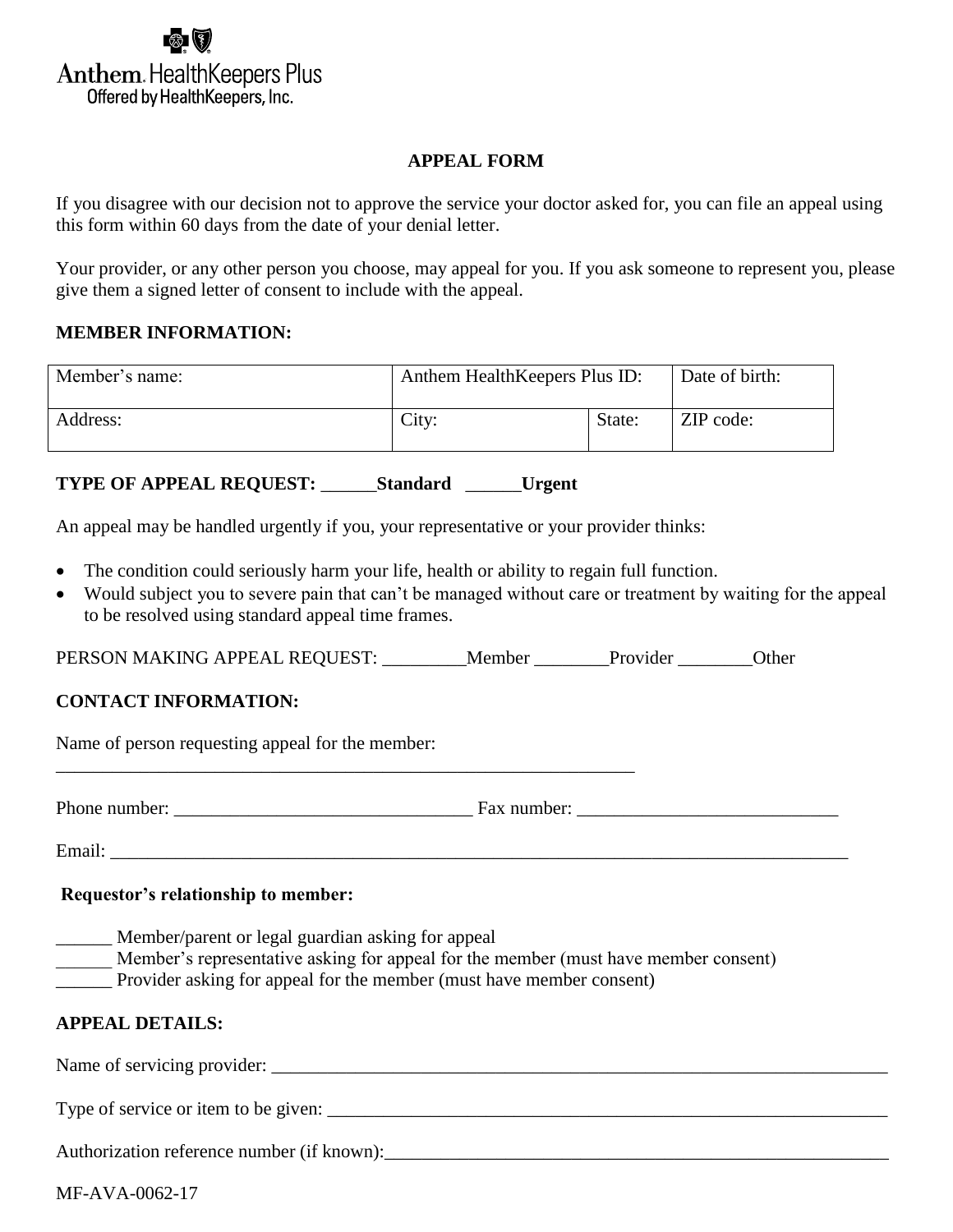Anthem HealthKeepers Plus
Offered by HealthKeepers, Inc.

# APPEAL FORM

If you disagree with our decision not to approve the service your doctor asked for, you can file an appeal using this form within 60 days from the date of your denial letter.

Your provider, or any other person you choose, may appeal for you. If you ask someone to represent you, please give them a signed letter of consent to include with the appeal.

**MEMBER INFORMATION:**

| Member's name: | Anthem HealthKeepers Plus ID: | | Date of birth: |
|---|---|---|---|
| Address: | City: | State: | ZIP code: |

**TYPE OF APPEAL REQUEST: ______Standard ______Urgent**

An appeal may be handled urgently if you, your representative or your provider thinks:

- The condition could seriously harm your life, health or ability to regain full function.
- Would subject you to severe pain that can't be managed without care or treatment by waiting for the appeal to be resolved using standard appeal time frames.

PERSON MAKING APPEAL REQUEST: _________Member ________Provider ________Other

**CONTACT INFORMATION:**

Name of person requesting appeal for the member:
_________________________________________________________________

Phone number: ________________________________ Fax number: ____________________________

Email: _________________________________________________________________________________

**Requestor's relationship to member:**

______ Member/parent or legal guardian asking for appeal
______ Member's representative asking for appeal for the member (must have member consent)
______ Provider asking for appeal for the member (must have member consent)

**APPEAL DETAILS:**

Name of servicing provider: _____________________________________________________________________

Type of service or item to be given: ______________________________________________________________

Authorization reference number (if known):________________________________________________________

MF-AVA-0062-17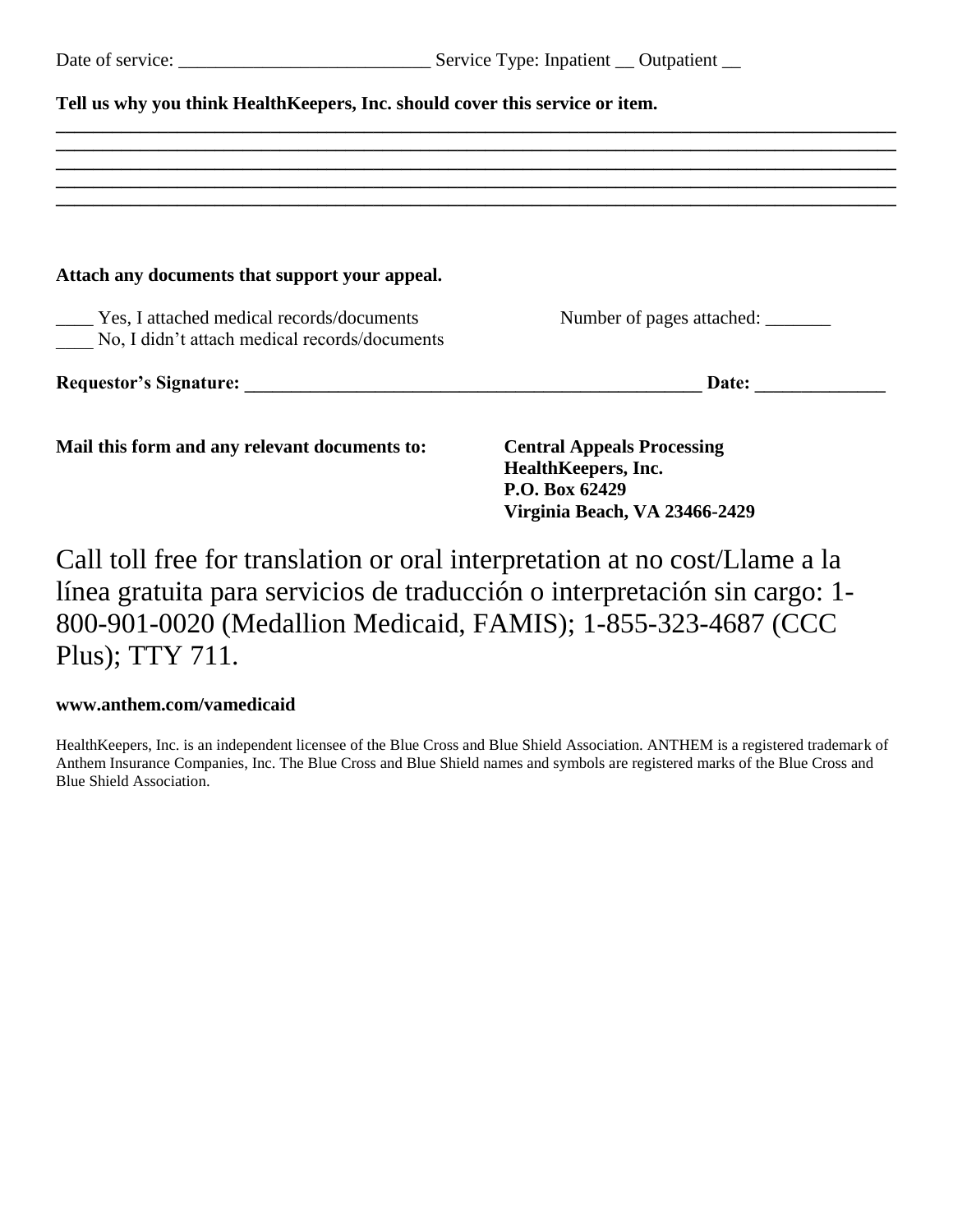Date of service: __________________________ Service Type: Inpatient __ Outpatient __

**Tell us why you think HealthKeepers, Inc. should cover this service or item.**

**______________________________________________________________________________**
**______________________________________________________________________________**
**______________________________________________________________________________**
**______________________________________________________________________________**
**______________________________________________________________________________**

**Attach any documents that support your appeal.**

____ Yes, I attached medical records/documents        Number of pages attached: _______
____ No, I didn't attach medical records/documents

**Requestor's Signature: ___________________________________________________ Date: ______________**

**Mail this form and any relevant documents to:**

**Central Appeals Processing**
**HealthKeepers, Inc.**
**P.O. Box 62429**
**Virginia Beach, VA 23466-2429**

Call toll free for translation or oral interpretation at no cost/Llame a la línea gratuita para servicios de traducción o interpretación sin cargo: 1-800-901-0020 (Medallion Medicaid, FAMIS); 1-855-323-4687 (CCC Plus); TTY 711.

**www.anthem.com/vamedicaid**

HealthKeepers, Inc. is an independent licensee of the Blue Cross and Blue Shield Association. ANTHEM is a registered trademark of Anthem Insurance Companies, Inc. The Blue Cross and Blue Shield names and symbols are registered marks of the Blue Cross and Blue Shield Association.